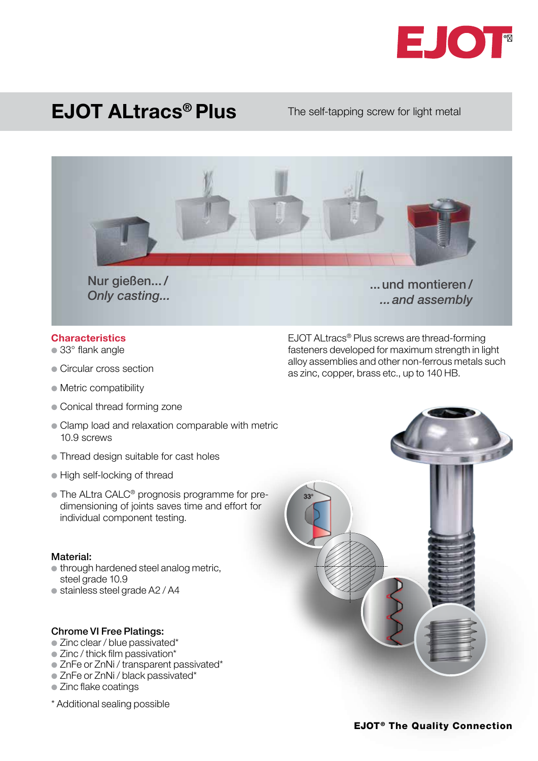# EJOT ALtracs® Plus

The self-tapping screw for light metal

Nur gießen... / *Only casting...*

... und montieren / *... and assembly*

## Characteristics

- 33° flank angle
- Circular cross section
- Metric compatibility
- Conical thread forming zone
- Clamp load and relaxation comparable with metric 10.9 screws
- Thread design suitable for cast holes
- High self-locking of thread
- The ALtra CALC® prognosis programme for pre-dimensioning of joints saves time and effort for individual component testing.

EJOT ALtracs® Plus screws are thread-forming fasteners developed for maximum strength in light alloy assemblies and other non-ferrous metals such as zinc, copper, brass etc., up to 140 HB.

### Material:

- through hardened steel analog metric, steel grade 10.9
- stainless steel grade A2 / A4

### Chrome VI Free Platings:

- Zinc clear / blue passivated*
- Zinc / thick film passivation*
- ZnFe or ZnNi / transparent passivated*
- ZnFe or ZnNi / black passivated*
- Zinc flake coatings

\* Additional sealing possible

**EJOT® The Quality Connection**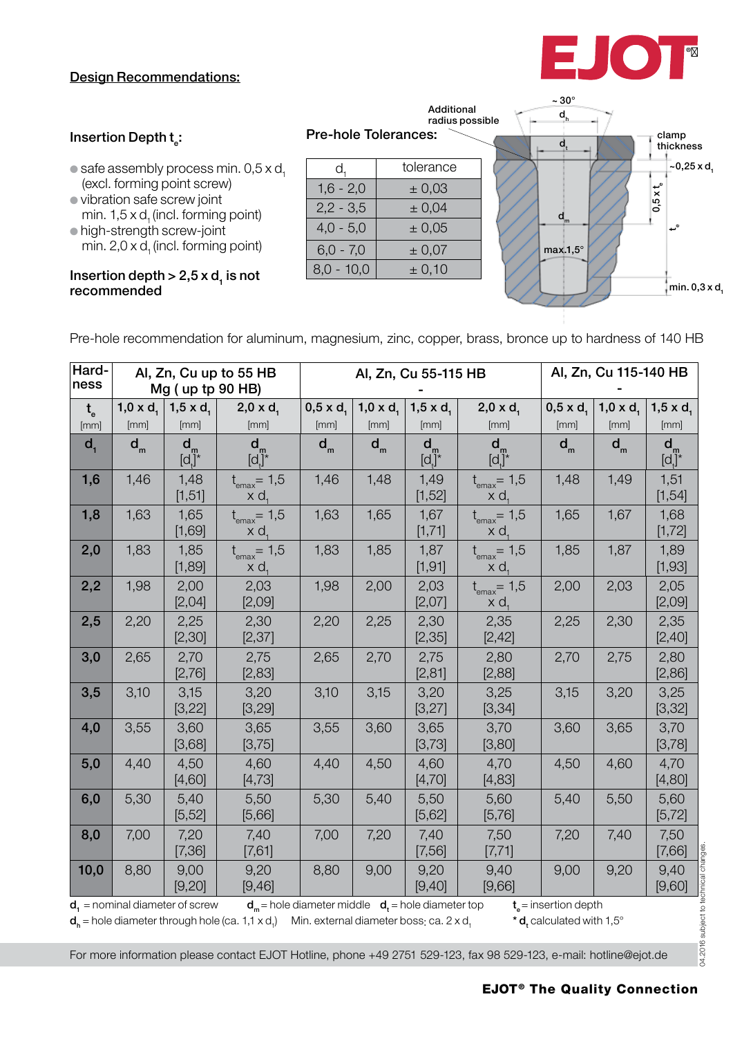## Design Recommendations:

### Insertion Depth $t_e$:

- safe assembly process min. $0{,}5 \times d_1$ (excl. forming point screw)
- vibration safe screw joint min. $1{,}5 \times d_1$ (incl. forming point)
- high-strength screw-joint min. $2{,}0 \times d_1$ (incl. forming point)

**Insertion depth > $2{,}5 \times d_1$ is not recommended**

### Pre-hole Tolerances:

| $d_1$ | tolerance |
|---|---|
| 1,6 - 2,0 | ± 0,03 |
| 2,2 - 3,5 | ± 0,04 |
| 4,0 - 5,0 | ± 0,05 |
| 6,0 - 7,0 | ± 0,07 |
| 8,0 - 10,0 | ± 0,10 |

Additional radius possible

~ 30°

$d_h$

$d_t$

clamp thickness

~0,25 x $d_1$

0,5 x $t_e$

$d_m$

$t_e$

max.1,5°

min. 0,3 x $d_1$

Pre-hole recommendation for aluminum, magnesium, zinc, copper, brass, bronce up to hardness of 140 HB

| Hard-ness | Al, Zn, Cu up to 55 HB Mg ( up tp 90 HB) | | | Al, Zn, Cu 55-115 HB - | | | | Al, Zn, Cu 115-140 HB - | | |
|---|---|---|---|---|---|---|---|---|---|---|
| $t_e$ [mm] | 1,0 x $d_1$ [mm] | 1,5 x $d_1$ [mm] | 2,0 x $d_1$ [mm] | 0,5 x $d_1$ [mm] | 1,0 x $d_1$ [mm] | 1,5 x $d_1$ [mm] | 2,0 x $d_1$ [mm] | 0,5 x $d_1$ [mm] | 1,0 x $d_1$ [mm] | 1,5 x $d_1$ [mm] |
| $d_1$ | $d_m$ | $d_m$ [$d_t$]* | $d_m$ [$d_t$]* | $d_m$ | $d_m$ | $d_m$ [$d_t$]* | $d_m$ [$d_t$]* | $d_m$ | $d_m$ | $d_m$ [$d_t$]* |
| **1,6** | 1,46 | 1,48 [1,51] | $t_{emax}$= 1,5 x $d_1$ | 1,46 | 1,48 | 1,49 [1,52] | $t_{emax}$= 1,5 x $d_1$ | 1,48 | 1,49 | 1,51 [1,54] |
| **1,8** | 1,63 | 1,65 [1,69] | $t_{emax}$= 1,5 x $d_1$ | 1,63 | 1,65 | 1,67 [1,71] | $t_{emax}$= 1,5 x $d_1$ | 1,65 | 1,67 | 1,68 [1,72] |
| **2,0** | 1,83 | 1,85 [1,89] | $t_{emax}$= 1,5 x $d_1$ | 1,83 | 1,85 | 1,87 [1,91] | $t_{emax}$= 1,5 x $d_1$ | 1,85 | 1,87 | 1,89 [1,93] |
| **2,2** | 1,98 | 2,00 [2,04] | 2,03 [2,09] | 1,98 | 2,00 | 2,03 [2,07] | $t_{emax}$= 1,5 x $d_1$ | 2,00 | 2,03 | 2,05 [2,09] |
| **2,5** | 2,20 | 2,25 [2,30] | 2,30 [2,37] | 2,20 | 2,25 | 2,30 [2,35] | 2,35 [2,42] | 2,25 | 2,30 | 2,35 [2,40] |
| **3,0** | 2,65 | 2,70 [2,76] | 2,75 [2,83] | 2,65 | 2,70 | 2,75 [2,81] | 2,80 [2,88] | 2,70 | 2,75 | 2,80 [2,86] |
| **3,5** | 3,10 | 3,15 [3,22] | 3,20 [3,29] | 3,10 | 3,15 | 3,20 [3,27] | 3,25 [3,34] | 3,15 | 3,20 | 3,25 [3,32] |
| **4,0** | 3,55 | 3,60 [3,68] | 3,65 [3,75] | 3,55 | 3,60 | 3,65 [3,73] | 3,70 [3,80] | 3,60 | 3,65 | 3,70 [3,78] |
| **5,0** | 4,40 | 4,50 [4,60] | 4,60 [4,73] | 4,40 | 4,50 | 4,60 [4,70] | 4,70 [4,83] | 4,50 | 4,60 | 4,70 [4,80] |
| **6,0** | 5,30 | 5,40 [5,52] | 5,50 [5,66] | 5,30 | 5,40 | 5,50 [5,62] | 5,60 [5,76] | 5,40 | 5,50 | 5,60 [5,72] |
| **8,0** | 7,00 | 7,20 [7,36] | 7,40 [7,61] | 7,00 | 7,20 | 7,40 [7,56] | 7,50 [7,71] | 7,20 | 7,40 | 7,50 [7,66] |
| **10,0** | 8,80 | 9,00 [9,20] | 9,20 [9,46] | 8,80 | 9,00 | 9,20 [9,40] | 9,40 [9,66] | 9,00 | 9,20 | 9,40 [9,60] |

$d_1$ = nominal diameter of screw $d_m$ = hole diameter middle $d_t$ = hole diameter top $t_e$ = insertion depth

$d_h$ = hole diameter through hole (ca. 1,1 x $d_1$) Min. external diameter boss: ca. 2 x $d_1$ * $d_t$ calculated with 1,5°

04.2016 subject to technical changes.

For more information please contact EJOT Hotline, phone +49 2751 529-123, fax 98 529-123, e-mail: hotline@ejot.de

**EJOT® The Quality Connection**